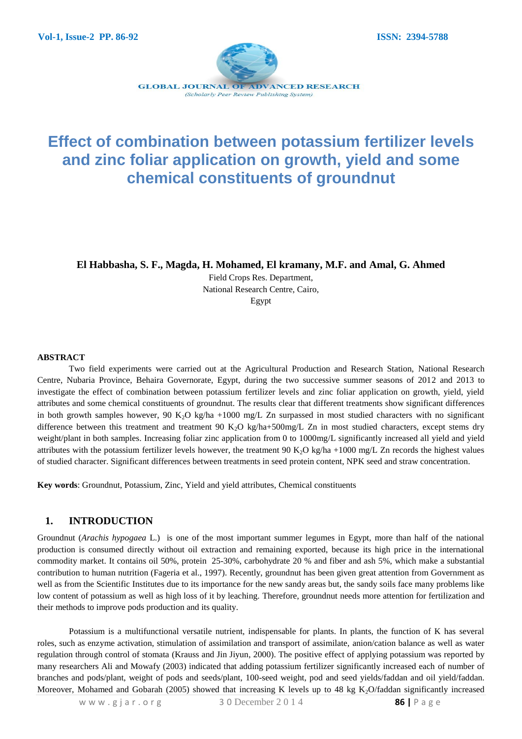# Effect of combination between potassium fertilizer levels and zinc foliar application on growth, yield and some chemical constituents of groundnut

**El Habbasha, S. F., Magda, H. Mohamed, El kramany, M.F. and Amal, G. Ahmed**

Field Crops Res. Department,
National Research Centre, Cairo,
Egypt

**ABSTRACT**

Two field experiments were carried out at the Agricultural Production and Research Station, National Research Centre, Nubaria Province, Behaira Governorate, Egypt, during the two successive summer seasons of 2012 and 2013 to investigate the effect of combination between potassium fertilizer levels and zinc foliar application on growth, yield, yield attributes and some chemical constituents of groundnut. The results clear that different treatments show significant differences in both growth samples however, 90 $K_2O$ kg/ha +1000 mg/L Zn surpassed in most studied characters with no significant difference between this treatment and treatment 90 $K_2O$ kg/ha+500mg/L Zn in most studied characters, except stems dry weight/plant in both samples. Increasing foliar zinc application from 0 to 1000mg/L significantly increased all yield and yield attributes with the potassium fertilizer levels however, the treatment 90 $K_2O$ kg/ha +1000 mg/L Zn records the highest values of studied character. Significant differences between treatments in seed protein content, NPK seed and straw concentration.

**Key words**: Groundnut, Potassium, Zinc, Yield and yield attributes, Chemical constituents

## 1. INTRODUCTION

Groundnut (*Arachis hypogaea* L.) is one of the most important summer legumes in Egypt, more than half of the national production is consumed directly without oil extraction and remaining exported, because its high price in the international commodity market. It contains oil 50%, protein 25-30%, carbohydrate 20 % and fiber and ash 5%, which make a substantial contribution to human nutrition (Fageria et al., 1997). Recently, groundnut has been given great attention from Government as well as from the Scientific Institutes due to its importance for the new sandy areas but, the sandy soils face many problems like low content of potassium as well as high loss of it by leaching. Therefore, groundnut needs more attention for fertilization and their methods to improve pods production and its quality.

Potassium is a multifunctional versatile nutrient, indispensable for plants. In plants, the function of K has several roles, such as enzyme activation, stimulation of assimilation and transport of assimilate, anion/cation balance as well as water regulation through control of stomata (Krauss and Jin Jiyun, 2000). The positive effect of applying potassium was reported by many researchers Ali and Mowafy (2003) indicated that adding potassium fertilizer significantly increased each of number of branches and pods/plant, weight of pods and seeds/plant, 100-seed weight, pod and seed yields/faddan and oil yield/faddan. Moreover, Mohamed and Gobarah (2005) showed that increasing K levels up to 48 kg $K_2O$/faddan significantly increased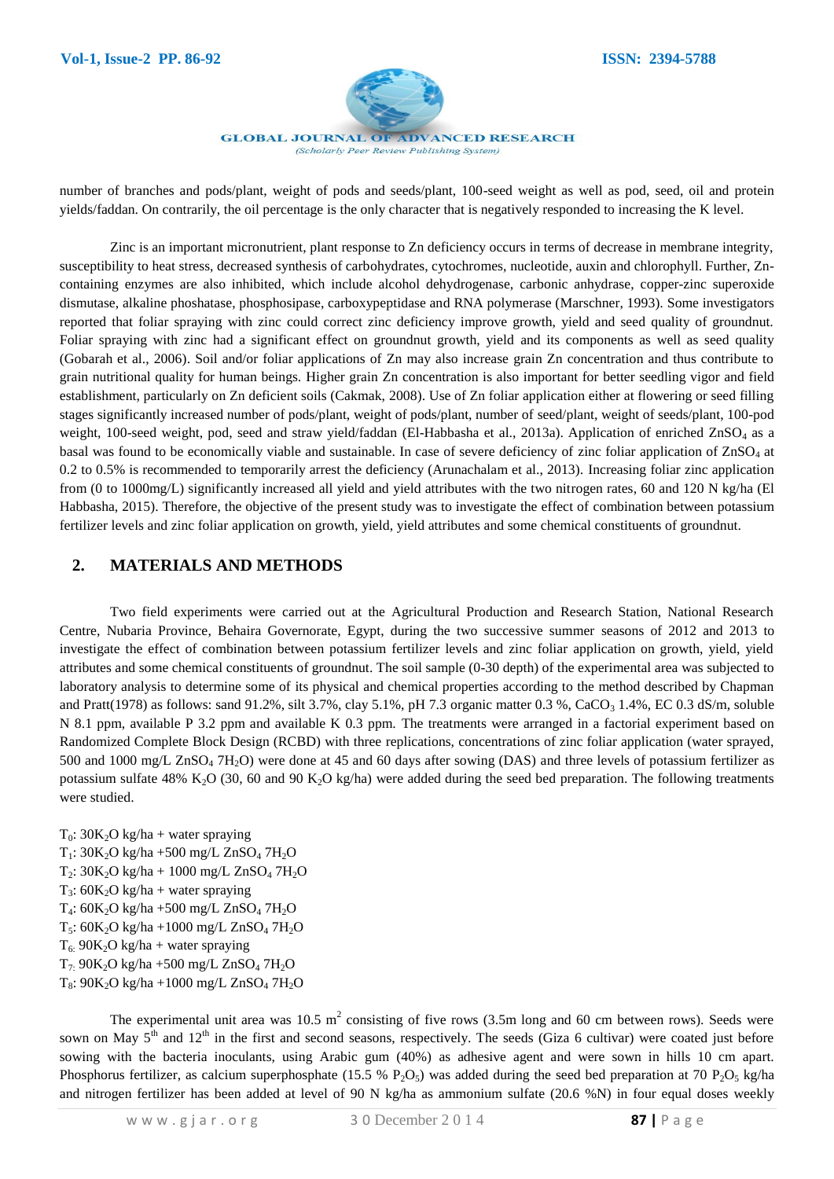number of branches and pods/plant, weight of pods and seeds/plant, 100-seed weight as well as pod, seed, oil and protein yields/faddan. On contrarily, the oil percentage is the only character that is negatively responded to increasing the K level.

Zinc is an important micronutrient, plant response to Zn deficiency occurs in terms of decrease in membrane integrity, susceptibility to heat stress, decreased synthesis of carbohydrates, cytochromes, nucleotide, auxin and chlorophyll. Further, Zn-containing enzymes are also inhibited, which include alcohol dehydrogenase, carbonic anhydrase, copper-zinc superoxide dismutase, alkaline phoshatase, phosphosipase, carboxypeptidase and RNA polymerase (Marschner, 1993). Some investigators reported that foliar spraying with zinc could correct zinc deficiency improve growth, yield and seed quality of groundnut. Foliar spraying with zinc had a significant effect on groundnut growth, yield and its components as well as seed quality (Gobarah et al., 2006). Soil and/or foliar applications of Zn may also increase grain Zn concentration and thus contribute to grain nutritional quality for human beings. Higher grain Zn concentration is also important for better seedling vigor and field establishment, particularly on Zn deficient soils (Cakmak, 2008). Use of Zn foliar application either at flowering or seed filling stages significantly increased number of pods/plant, weight of pods/plant, number of seed/plant, weight of seeds/plant, 100-pod weight, 100-seed weight, pod, seed and straw yield/faddan (El-Habbasha et al., 2013a). Application of enriched $ZnSO_4$ as a basal was found to be economically viable and sustainable. In case of severe deficiency of zinc foliar application of $ZnSO_4$ at 0.2 to 0.5% is recommended to temporarily arrest the deficiency (Arunachalam et al., 2013). Increasing foliar zinc application from (0 to 1000mg/L) significantly increased all yield and yield attributes with the two nitrogen rates, 60 and 120 N kg/ha (El Habbasha, 2015). Therefore, the objective of the present study was to investigate the effect of combination between potassium fertilizer levels and zinc foliar application on growth, yield, yield attributes and some chemical constituents of groundnut.

## 2. MATERIALS AND METHODS

Two field experiments were carried out at the Agricultural Production and Research Station, National Research Centre, Nubaria Province, Behaira Governorate, Egypt, during the two successive summer seasons of 2012 and 2013 to investigate the effect of combination between potassium fertilizer levels and zinc foliar application on growth, yield, yield attributes and some chemical constituents of groundnut. The soil sample (0-30 depth) of the experimental area was subjected to laboratory analysis to determine some of its physical and chemical properties according to the method described by Chapman and Pratt(1978) as follows: sand 91.2%, silt 3.7%, clay 5.1%, pH 7.3 organic matter 0.3 %, $CaCO_3$ 1.4%, EC 0.3 dS/m, soluble N 8.1 ppm, available P 3.2 ppm and available K 0.3 ppm. The treatments were arranged in a factorial experiment based on Randomized Complete Block Design (RCBD) with three replications, concentrations of zinc foliar application (water sprayed, 500 and 1000 mg/L $ZnSO_4$ $7H_2O$) were done at 45 and 60 days after sowing (DAS) and three levels of potassium fertilizer as potassium sulfate 48% $K_2O$ (30, 60 and 90 $K_2O$ kg/ha) were added during the seed bed preparation. The following treatments were studied.

$T_0$: 30$K_2O$ kg/ha + water spraying  
$T_1$: 30$K_2O$ kg/ha +500 mg/L $ZnSO_4$ $7H_2O$  
$T_2$: 30$K_2O$ kg/ha + 1000 mg/L $ZnSO_4$ $7H_2O$  
$T_3$: 60$K_2O$ kg/ha + water spraying  
$T_4$: 60$K_2O$ kg/ha +500 mg/L $ZnSO_4$ $7H_2O$  
$T_5$: 60$K_2O$ kg/ha +1000 mg/L $ZnSO_4$ $7H_2O$  
$T_6$: 90$K_2O$ kg/ha + water spraying  
$T_7$: 90$K_2O$ kg/ha +500 mg/L $ZnSO_4$ $7H_2O$  
$T_8$: 90$K_2O$ kg/ha +1000 mg/L $ZnSO_4$ $7H_2O$

The experimental unit area was 10.5 $m^2$ consisting of five rows (3.5m long and 60 cm between rows). Seeds were sown on May 5th and 12th in the first and second seasons, respectively. The seeds (Giza 6 cultivar) were coated just before sowing with the bacteria inoculants, using Arabic gum (40%) as adhesive agent and were sown in hills 10 cm apart. Phosphorus fertilizer, as calcium superphosphate (15.5 % $P_2O_5$) was added during the seed bed preparation at 70 $P_2O_5$ kg/ha and nitrogen fertilizer has been added at level of 90 N kg/ha as ammonium sulfate (20.6 %N) in four equal doses weekly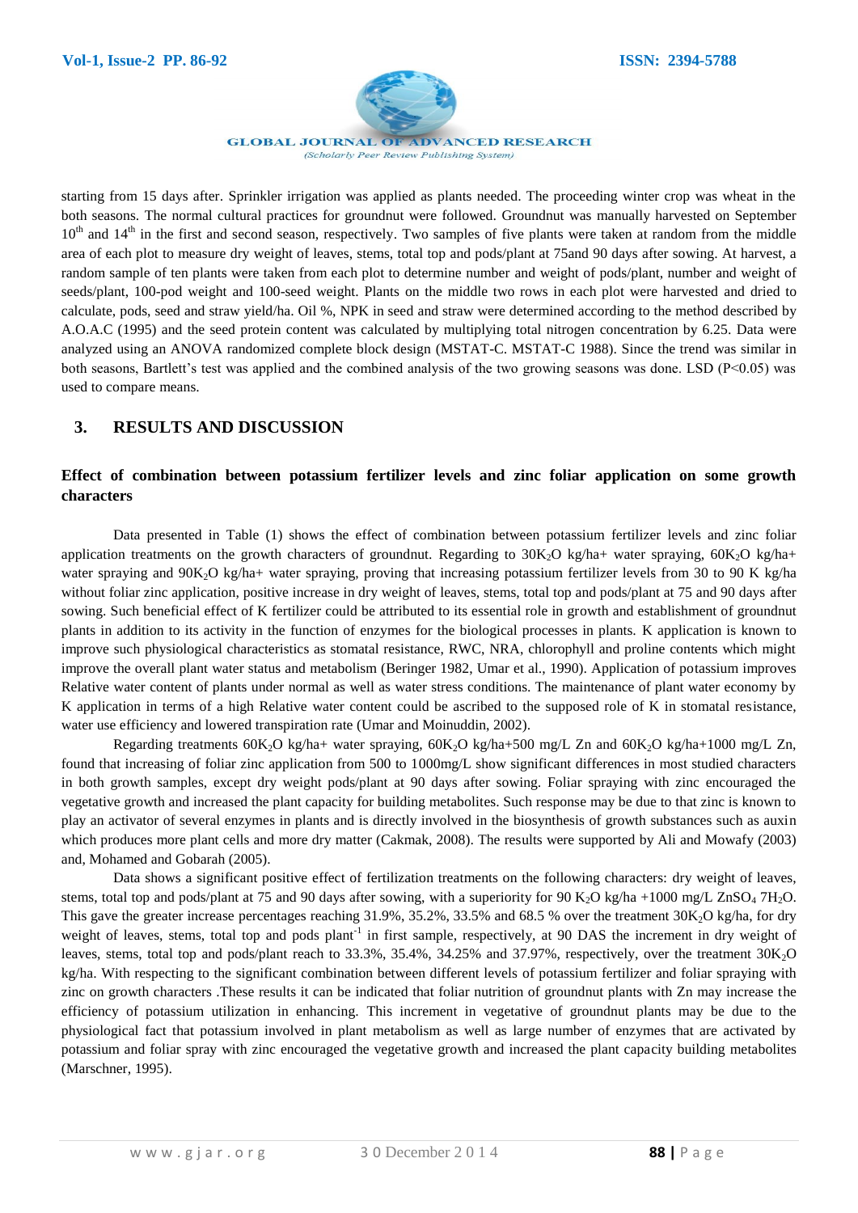starting from 15 days after. Sprinkler irrigation was applied as plants needed. The proceeding winter crop was wheat in the both seasons. The normal cultural practices for groundnut were followed. Groundnut was manually harvested on September $10^{th}$ and $14^{th}$ in the first and second season, respectively. Two samples of five plants were taken at random from the middle area of each plot to measure dry weight of leaves, stems, total top and pods/plant at 75and 90 days after sowing. At harvest, a random sample of ten plants were taken from each plot to determine number and weight of pods/plant, number and weight of seeds/plant, 100-pod weight and 100-seed weight. Plants on the middle two rows in each plot were harvested and dried to calculate, pods, seed and straw yield/ha. Oil %, NPK in seed and straw were determined according to the method described by A.O.A.C (1995) and the seed protein content was calculated by multiplying total nitrogen concentration by 6.25. Data were analyzed using an ANOVA randomized complete block design (MSTAT-C. MSTAT-C 1988). Since the trend was similar in both seasons, Bartlett's test was applied and the combined analysis of the two growing seasons was done. LSD ($P<0.05$) was used to compare means.

## 3. RESULTS AND DISCUSSION

### Effect of combination between potassium fertilizer levels and zinc foliar application on some growth characters

Data presented in Table (1) shows the effect of combination between potassium fertilizer levels and zinc foliar application treatments on the growth characters of groundnut. Regarding to 30$K_2O$ kg/ha+ water spraying, 60$K_2O$ kg/ha+ water spraying and 90$K_2O$ kg/ha+ water spraying, proving that increasing potassium fertilizer levels from 30 to 90 K kg/ha without foliar zinc application, positive increase in dry weight of leaves, stems, total top and pods/plant at 75 and 90 days after sowing. Such beneficial effect of K fertilizer could be attributed to its essential role in growth and establishment of groundnut plants in addition to its activity in the function of enzymes for the biological processes in plants. K application is known to improve such physiological characteristics as stomatal resistance, RWC, NRA, chlorophyll and proline contents which might improve the overall plant water status and metabolism (Beringer 1982, Umar et al., 1990). Application of potassium improves Relative water content of plants under normal as well as water stress conditions. The maintenance of plant water economy by K application in terms of a high Relative water content could be ascribed to the supposed role of K in stomatal resistance, water use efficiency and lowered transpiration rate (Umar and Moinuddin, 2002).

Regarding treatments 60$K_2O$ kg/ha+ water spraying, 60$K_2O$ kg/ha+500 mg/L Zn and 60$K_2O$ kg/ha+1000 mg/L Zn, found that increasing of foliar zinc application from 500 to 1000mg/L show significant differences in most studied characters in both growth samples, except dry weight pods/plant at 90 days after sowing. Foliar spraying with zinc encouraged the vegetative growth and increased the plant capacity for building metabolites. Such response may be due to that zinc is known to play an activator of several enzymes in plants and is directly involved in the biosynthesis of growth substances such as auxin which produces more plant cells and more dry matter (Cakmak, 2008). The results were supported by Ali and Mowafy (2003) and, Mohamed and Gobarah (2005).

Data shows a significant positive effect of fertilization treatments on the following characters: dry weight of leaves, stems, total top and pods/plant at 75 and 90 days after sowing, with a superiority for 90 $K_2O$ kg/ha +1000 mg/L $ZnSO_4$ $7H_2O$. This gave the greater increase percentages reaching 31.9%, 35.2%, 33.5% and 68.5 % over the treatment 30$K_2O$ kg/ha, for dry weight of leaves, stems, total top and pods $plant^{-1}$ in first sample, respectively, at 90 DAS the increment in dry weight of leaves, stems, total top and pods/plant reach to 33.3%, 35.4%, 34.25% and 37.97%, respectively, over the treatment 30$K_2O$ kg/ha. With respecting to the significant combination between different levels of potassium fertilizer and foliar spraying with zinc on growth characters .These results it can be indicated that foliar nutrition of groundnut plants with Zn may increase the efficiency of potassium utilization in enhancing. This increment in vegetative of groundnut plants may be due to the physiological fact that potassium involved in plant metabolism as well as large number of enzymes that are activated by potassium and foliar spray with zinc encouraged the vegetative growth and increased the plant capacity building metabolites (Marschner, 1995).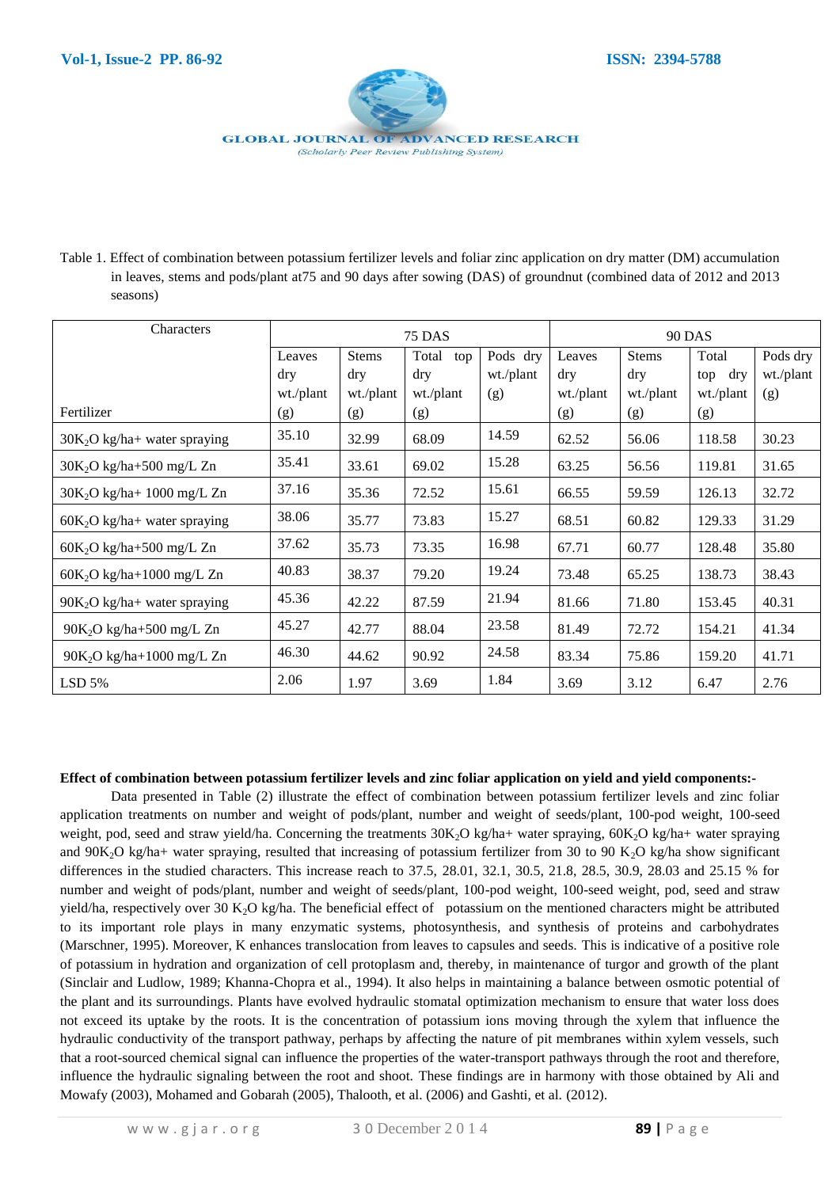Table 1. Effect of combination between potassium fertilizer levels and foliar zinc application on dry matter (DM) accumulation in leaves, stems and pods/plant at75 and 90 days after sowing (DAS) of groundnut (combined data of 2012 and 2013 seasons)

| Characters | 75 DAS | | | | 90 DAS | | | |
|---|---|---|---|---|---|---|---|---|
| Fertilizer | Leaves dry wt./plant (g) | Stems dry wt./plant (g) | Total top dry wt./plant (g) | Pods dry wt./plant (g) | Leaves dry wt./plant (g) | Stems dry wt./plant (g) | Total top dry wt./plant (g) | Pods dry wt./plant (g) |
| $30K_2O$ kg/ha+ water spraying | 35.10 | 32.99 | 68.09 | 14.59 | 62.52 | 56.06 | 118.58 | 30.23 |
| $30K_2O$ kg/ha+500 mg/L Zn | 35.41 | 33.61 | 69.02 | 15.28 | 63.25 | 56.56 | 119.81 | 31.65 |
| $30K_2O$ kg/ha+ 1000 mg/L Zn | 37.16 | 35.36 | 72.52 | 15.61 | 66.55 | 59.59 | 126.13 | 32.72 |
| $60K_2O$ kg/ha+ water spraying | 38.06 | 35.77 | 73.83 | 15.27 | 68.51 | 60.82 | 129.33 | 31.29 |
| $60K_2O$ kg/ha+500 mg/L Zn | 37.62 | 35.73 | 73.35 | 16.98 | 67.71 | 60.77 | 128.48 | 35.80 |
| $60K_2O$ kg/ha+1000 mg/L Zn | 40.83 | 38.37 | 79.20 | 19.24 | 73.48 | 65.25 | 138.73 | 38.43 |
| $90K_2O$ kg/ha+ water spraying | 45.36 | 42.22 | 87.59 | 21.94 | 81.66 | 71.80 | 153.45 | 40.31 |
| $90K_2O$ kg/ha+500 mg/L Zn | 45.27 | 42.77 | 88.04 | 23.58 | 81.49 | 72.72 | 154.21 | 41.34 |
| $90K_2O$ kg/ha+1000 mg/L Zn | 46.30 | 44.62 | 90.92 | 24.58 | 83.34 | 75.86 | 159.20 | 41.71 |
| LSD 5% | 2.06 | 1.97 | 3.69 | 1.84 | 3.69 | 3.12 | 6.47 | 2.76 |

**Effect of combination between potassium fertilizer levels and zinc foliar application on yield and yield components:-**

Data presented in Table (2) illustrate the effect of combination between potassium fertilizer levels and zinc foliar application treatments on number and weight of pods/plant, number and weight of seeds/plant, 100-pod weight, 100-seed weight, pod, seed and straw yield/ha. Concerning the treatments $30K_2O$ kg/ha+ water spraying, $60K_2O$ kg/ha+ water spraying and $90K_2O$ kg/ha+ water spraying, resulted that increasing of potassium fertilizer from 30 to 90 $K_2O$ kg/ha show significant differences in the studied characters. This increase reach to 37.5, 28.01, 32.1, 30.5, 21.8, 28.5, 30.9, 28.03 and 25.15 % for number and weight of pods/plant, number and weight of seeds/plant, 100-pod weight, 100-seed weight, pod, seed and straw yield/ha, respectively over 30 $K_2O$ kg/ha. The beneficial effect of potassium on the mentioned characters might be attributed to its important role plays in many enzymatic systems, photosynthesis, and synthesis of proteins and carbohydrates (Marschner, 1995). Moreover, K enhances translocation from leaves to capsules and seeds. This is indicative of a positive role of potassium in hydration and organization of cell protoplasm and, thereby, in maintenance of turgor and growth of the plant (Sinclair and Ludlow, 1989; Khanna-Chopra et al., 1994). It also helps in maintaining a balance between osmotic potential of the plant and its surroundings. Plants have evolved hydraulic stomatal optimization mechanism to ensure that water loss does not exceed its uptake by the roots. It is the concentration of potassium ions moving through the xylem that influence the hydraulic conductivity of the transport pathway, perhaps by affecting the nature of pit membranes within xylem vessels, such that a root-sourced chemical signal can influence the properties of the water-transport pathways through the root and therefore, influence the hydraulic signaling between the root and shoot. These findings are in harmony with those obtained by Ali and Mowafy (2003), Mohamed and Gobarah (2005), Thalooth, et al. (2006) and Gashti, et al. (2012).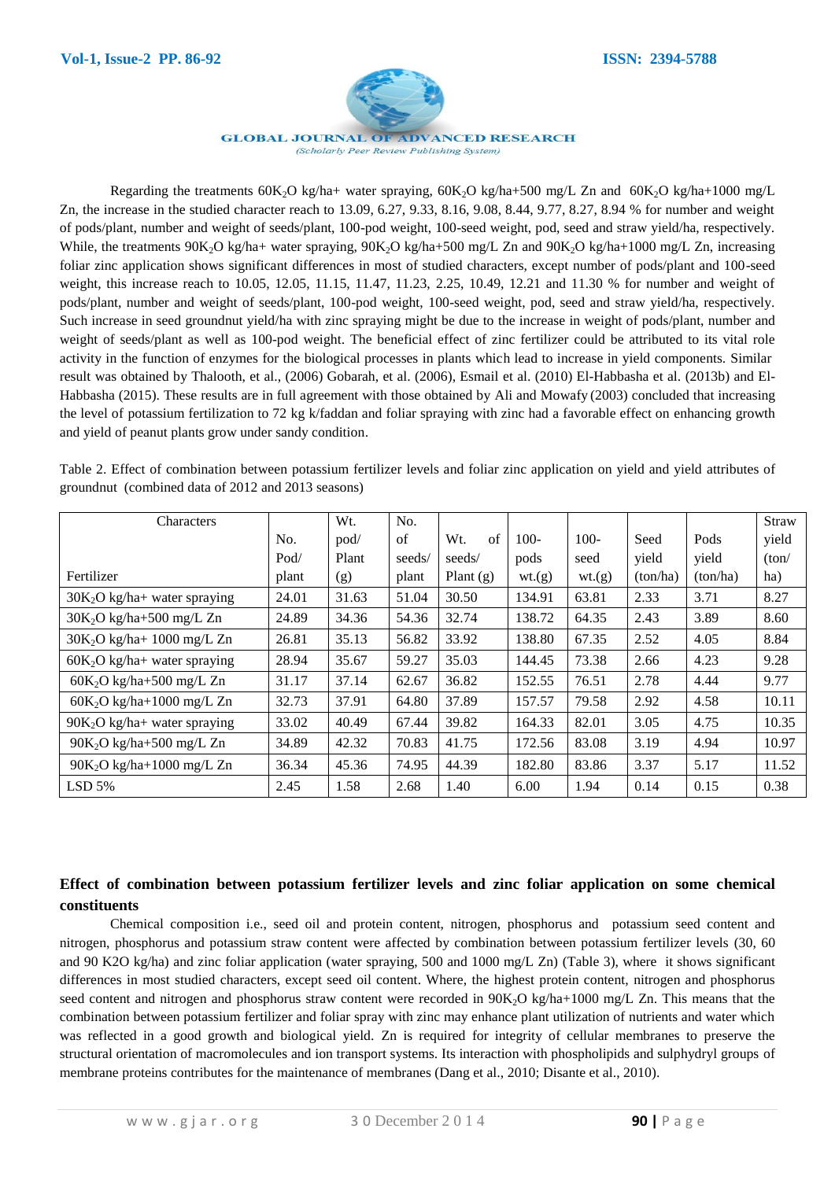Regarding the treatments $60K_2O$ kg/ha+ water spraying, $60K_2O$ kg/ha+500 mg/L Zn and $60K_2O$ kg/ha+1000 mg/L Zn, the increase in the studied character reach to 13.09, 6.27, 9.33, 8.16, 9.08, 8.44, 9.77, 8.27, 8.94 % for number and weight of pods/plant, number and weight of seeds/plant, 100-pod weight, 100-seed weight, pod, seed and straw yield/ha, respectively. While, the treatments $90K_2O$ kg/ha+ water spraying, $90K_2O$ kg/ha+500 mg/L Zn and $90K_2O$ kg/ha+1000 mg/L Zn, increasing foliar zinc application shows significant differences in most of studied characters, except number of pods/plant and 100-seed weight, this increase reach to 10.05, 12.05, 11.15, 11.47, 11.23, 2.25, 10.49, 12.21 and 11.30 % for number and weight of pods/plant, number and weight of seeds/plant, 100-pod weight, 100-seed weight, pod, seed and straw yield/ha, respectively. Such increase in seed groundnut yield/ha with zinc spraying might be due to the increase in weight of pods/plant, number and weight of seeds/plant as well as 100-pod weight. The beneficial effect of zinc fertilizer could be attributed to its vital role activity in the function of enzymes for the biological processes in plants which lead to increase in yield components. Similar result was obtained by Thalooth, et al., (2006) Gobarah, et al. (2006), Esmail et al. (2010) El-Habbasha et al. (2013b) and El-Habbasha (2015). These results are in full agreement with those obtained by Ali and Mowafy (2003) concluded that increasing the level of potassium fertilization to 72 kg k/faddan and foliar spraying with zinc had a favorable effect on enhancing growth and yield of peanut plants grow under sandy condition.

Table 2. Effect of combination between potassium fertilizer levels and foliar zinc application on yield and yield attributes of groundnut (combined data of 2012 and 2013 seasons)

| Characters / Fertilizer | No. Pod/ plant | Wt. pod/ Plant (g) | No. of seeds/ plant | Wt. of seeds/ Plant (g) | 100-pods wt.(g) | 100-seed wt.(g) | Seed yield (ton/ha) | Pods yield (ton/ha) | Straw yield (ton/ ha) |
|---|---|---|---|---|---|---|---|---|---|
| $30K_2O$ kg/ha+ water spraying | 24.01 | 31.63 | 51.04 | 30.50 | 134.91 | 63.81 | 2.33 | 3.71 | 8.27 |
| $30K_2O$ kg/ha+500 mg/L Zn | 24.89 | 34.36 | 54.36 | 32.74 | 138.72 | 64.35 | 2.43 | 3.89 | 8.60 |
| $30K_2O$ kg/ha+ 1000 mg/L Zn | 26.81 | 35.13 | 56.82 | 33.92 | 138.80 | 67.35 | 2.52 | 4.05 | 8.84 |
| $60K_2O$ kg/ha+ water spraying | 28.94 | 35.67 | 59.27 | 35.03 | 144.45 | 73.38 | 2.66 | 4.23 | 9.28 |
| $60K_2O$ kg/ha+500 mg/L Zn | 31.17 | 37.14 | 62.67 | 36.82 | 152.55 | 76.51 | 2.78 | 4.44 | 9.77 |
| $60K_2O$ kg/ha+1000 mg/L Zn | 32.73 | 37.91 | 64.80 | 37.89 | 157.57 | 79.58 | 2.92 | 4.58 | 10.11 |
| $90K_2O$ kg/ha+ water spraying | 33.02 | 40.49 | 67.44 | 39.82 | 164.33 | 82.01 | 3.05 | 4.75 | 10.35 |
| $90K_2O$ kg/ha+500 mg/L Zn | 34.89 | 42.32 | 70.83 | 41.75 | 172.56 | 83.08 | 3.19 | 4.94 | 10.97 |
| $90K_2O$ kg/ha+1000 mg/L Zn | 36.34 | 45.36 | 74.95 | 44.39 | 182.80 | 83.86 | 3.37 | 5.17 | 11.52 |
| LSD 5% | 2.45 | 1.58 | 2.68 | 1.40 | 6.00 | 1.94 | 0.14 | 0.15 | 0.38 |

## Effect of combination between potassium fertilizer levels and zinc foliar application on some chemical constituents

Chemical composition i.e., seed oil and protein content, nitrogen, phosphorus and potassium seed content and nitrogen, phosphorus and potassium straw content were affected by combination between potassium fertilizer levels (30, 60 and 90 K2O kg/ha) and zinc foliar application (water spraying, 500 and 1000 mg/L Zn) (Table 3), where it shows significant differences in most studied characters, except seed oil content. Where, the highest protein content, nitrogen and phosphorus seed content and nitrogen and phosphorus straw content were recorded in $90K_2O$ kg/ha+1000 mg/L Zn. This means that the combination between potassium fertilizer and foliar spray with zinc may enhance plant utilization of nutrients and water which was reflected in a good growth and biological yield. Zn is required for integrity of cellular membranes to preserve the structural orientation of macromolecules and ion transport systems. Its interaction with phospholipids and sulphydryl groups of membrane proteins contributes for the maintenance of membranes (Dang et al., 2010; Disante et al., 2010).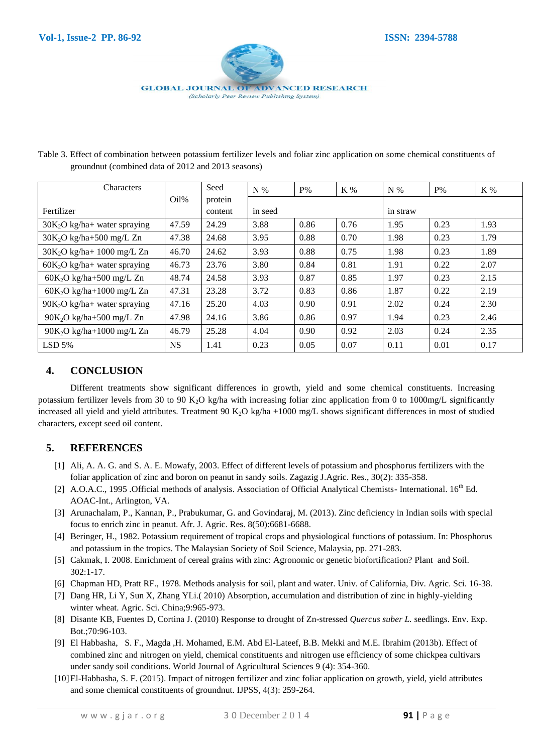Table 3. Effect of combination between potassium fertilizer levels and foliar zinc application on some chemical constituents of groundnut (combined data of 2012 and 2013 seasons)

| Characters / Fertilizer | Oil% | Seed protein content | N % | P% | K % | N % | P% | K % |
|---|---|---|---|---|---|---|---|---|
| | | | in seed | | | in straw | | |
| 30$K_2O$ kg/ha+ water spraying | 47.59 | 24.29 | 3.88 | 0.86 | 0.76 | 1.95 | 0.23 | 1.93 |
| 30$K_2O$ kg/ha+500 mg/L Zn | 47.38 | 24.68 | 3.95 | 0.88 | 0.70 | 1.98 | 0.23 | 1.79 |
| 30$K_2O$ kg/ha+ 1000 mg/L Zn | 46.70 | 24.62 | 3.93 | 0.88 | 0.75 | 1.98 | 0.23 | 1.89 |
| 60$K_2O$ kg/ha+ water spraying | 46.73 | 23.76 | 3.80 | 0.84 | 0.81 | 1.91 | 0.22 | 2.07 |
| 60$K_2O$ kg/ha+500 mg/L Zn | 48.74 | 24.58 | 3.93 | 0.87 | 0.85 | 1.97 | 0.23 | 2.15 |
| 60$K_2O$ kg/ha+1000 mg/L Zn | 47.31 | 23.28 | 3.72 | 0.83 | 0.86 | 1.87 | 0.22 | 2.19 |
| 90$K_2O$ kg/ha+ water spraying | 47.16 | 25.20 | 4.03 | 0.90 | 0.91 | 2.02 | 0.24 | 2.30 |
| 90$K_2O$ kg/ha+500 mg/L Zn | 47.98 | 24.16 | 3.86 | 0.86 | 0.97 | 1.94 | 0.23 | 2.46 |
| 90$K_2O$ kg/ha+1000 mg/L Zn | 46.79 | 25.28 | 4.04 | 0.90 | 0.92 | 2.03 | 0.24 | 2.35 |
| LSD 5% | NS | 1.41 | 0.23 | 0.05 | 0.07 | 0.11 | 0.01 | 0.17 |

## 4. CONCLUSION

Different treatments show significant differences in growth, yield and some chemical constituents. Increasing potassium fertilizer levels from 30 to 90 $K_2O$ kg/ha with increasing foliar zinc application from 0 to 1000mg/L significantly increased all yield and yield attributes. Treatment 90 $K_2O$ kg/ha +1000 mg/L shows significant differences in most of studied characters, except seed oil content.

## 5. REFERENCES

[1] Ali, A. A. G. and S. A. E. Mowafy, 2003. Effect of different levels of potassium and phosphorus fertilizers with the foliar application of zinc and boron on peanut in sandy soils. Zagazig J.Agric. Res., 30(2): 335-358.

[2] A.O.A.C., 1995 .Official methods of analysis. Association of Official Analytical Chemists- International. 16th Ed. AOAC-Int., Arlington, VA.

[3] Arunachalam, P., Kannan, P., Prabukumar, G. and Govindaraj, M. (2013). Zinc deficiency in Indian soils with special focus to enrich zinc in peanut. Afr. J. Agric. Res. 8(50):6681-6688.

[4] Beringer, H., 1982. Potassium requirement of tropical crops and physiological functions of potassium. In: Phosphorus and potassium in the tropics. The Malaysian Society of Soil Science, Malaysia, pp. 271-283.

[5] Cakmak, I. 2008. Enrichment of cereal grains with zinc: Agronomic or genetic biofortification? Plant and Soil. 302:1-17.

[6] Chapman HD, Pratt RF., 1978. Methods analysis for soil, plant and water. Univ. of California, Div. Agric. Sci. 16-38.

[7] Dang HR, Li Y, Sun X, Zhang YLi.( 2010) Absorption, accumulation and distribution of zinc in highly-yielding winter wheat. Agric. Sci. China;9:965-973.

[8] Disante KB, Fuentes D, Cortina J. (2010) Response to drought of Zn-stressed *Quercus suber L.* seedlings. Env. Exp. Bot.;70:96-103.

[9] El Habbasha, S. F., Magda ,H. Mohamed, E.M. Abd El-Lateef, B.B. Mekki and M.E. Ibrahim (2013b). Effect of combined zinc and nitrogen on yield, chemical constituents and nitrogen use efficiency of some chickpea cultivars under sandy soil conditions. World Journal of Agricultural Sciences 9 (4): 354-360.

[10] El-Habbasha, S. F. (2015). Impact of nitrogen fertilizer and zinc foliar application on growth, yield, yield attributes and some chemical constituents of groundnut. IJPSS, 4(3): 259-264.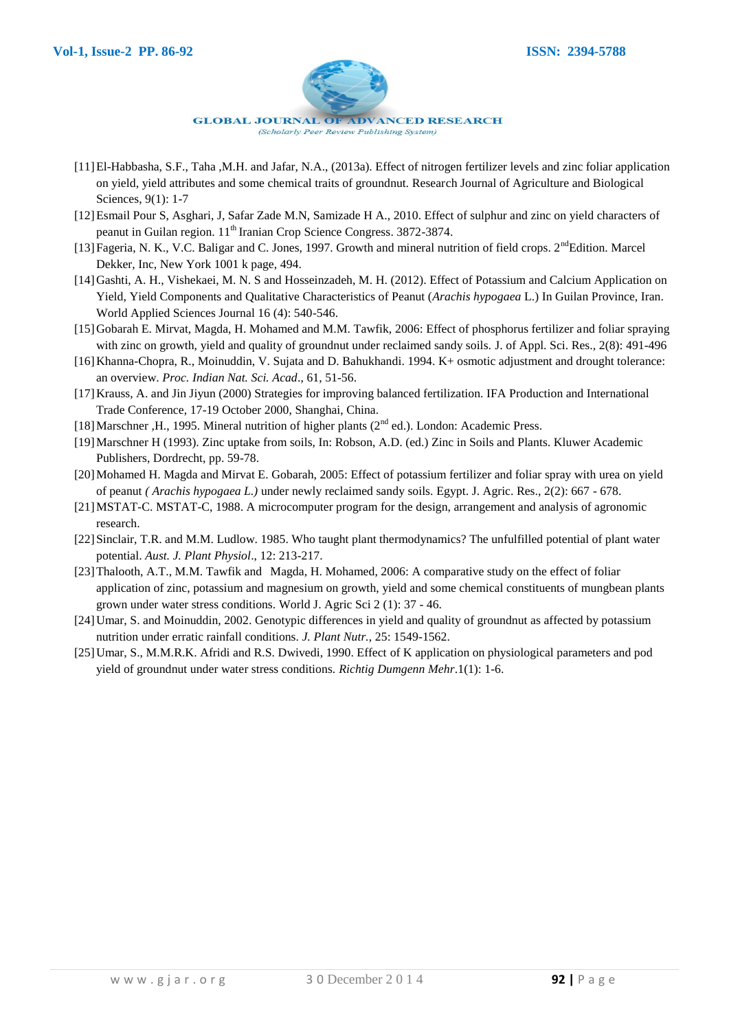[11] El-Habbasha, S.F., Taha ,M.H. and Jafar, N.A., (2013a). Effect of nitrogen fertilizer levels and zinc foliar application on yield, yield attributes and some chemical traits of groundnut. Research Journal of Agriculture and Biological Sciences, 9(1): 1-7

[12] Esmail Pour S, Asghari, J, Safar Zade M.N, Samizade H A., 2010. Effect of sulphur and zinc on yield characters of peanut in Guilan region. 11th Iranian Crop Science Congress. 3872-3874.

[13] Fageria, N. K., V.C. Baligar and C. Jones, 1997. Growth and mineral nutrition of field crops. 2nd Edition. Marcel Dekker, Inc, New York 1001 k page, 494.

[14] Gashti, A. H., Vishekaei, M. N. S and Hosseinzadeh, M. H. (2012). Effect of Potassium and Calcium Application on Yield, Yield Components and Qualitative Characteristics of Peanut (*Arachis hypogaea* L.) In Guilan Province, Iran. World Applied Sciences Journal 16 (4): 540-546.

[15] Gobarah E. Mirvat, Magda, H. Mohamed and M.M. Tawfik, 2006: Effect of phosphorus fertilizer and foliar spraying with zinc on growth, yield and quality of groundnut under reclaimed sandy soils. J. of Appl. Sci. Res., 2(8): 491-496

[16] Khanna-Chopra, R., Moinuddin, V. Sujata and D. Bahukhandi. 1994. K+ osmotic adjustment and drought tolerance: an overview. *Proc. Indian Nat. Sci. Acad*., 61, 51-56.

[17] Krauss, A. and Jin Jiyun (2000) Strategies for improving balanced fertilization. IFA Production and International Trade Conference, 17-19 October 2000, Shanghai, China.

[18] Marschner ,H., 1995. Mineral nutrition of higher plants (2nd ed.). London: Academic Press.

[19] Marschner H (1993). Zinc uptake from soils, In: Robson, A.D. (ed.) Zinc in Soils and Plants. Kluwer Academic Publishers, Dordrecht, pp. 59-78.

[20] Mohamed H. Magda and Mirvat E. Gobarah, 2005: Effect of potassium fertilizer and foliar spray with urea on yield of peanut *( Arachis hypogaea L.)* under newly reclaimed sandy soils. Egypt. J. Agric. Res., 2(2): 667 - 678.

[21] MSTAT-C. MSTAT-C, 1988. A microcomputer program for the design, arrangement and analysis of agronomic research.

[22] Sinclair, T.R. and M.M. Ludlow. 1985. Who taught plant thermodynamics? The unfulfilled potential of plant water potential. *Aust. J. Plant Physiol*., 12: 213-217.

[23] Thalooth, A.T., M.M. Tawfik and Magda, H. Mohamed, 2006: A comparative study on the effect of foliar application of zinc, potassium and magnesium on growth, yield and some chemical constituents of mungbean plants grown under water stress conditions. World J. Agric Sci 2 (1): 37 - 46.

[24] Umar, S. and Moinuddin, 2002. Genotypic differences in yield and quality of groundnut as affected by potassium nutrition under erratic rainfall conditions. *J. Plant Nutr.*, 25: 1549-1562.

[25] Umar, S., M.M.R.K. Afridi and R.S. Dwivedi, 1990. Effect of K application on physiological parameters and pod yield of groundnut under water stress conditions. *Richtig Dumgenn Mehr*.1(1): 1-6.